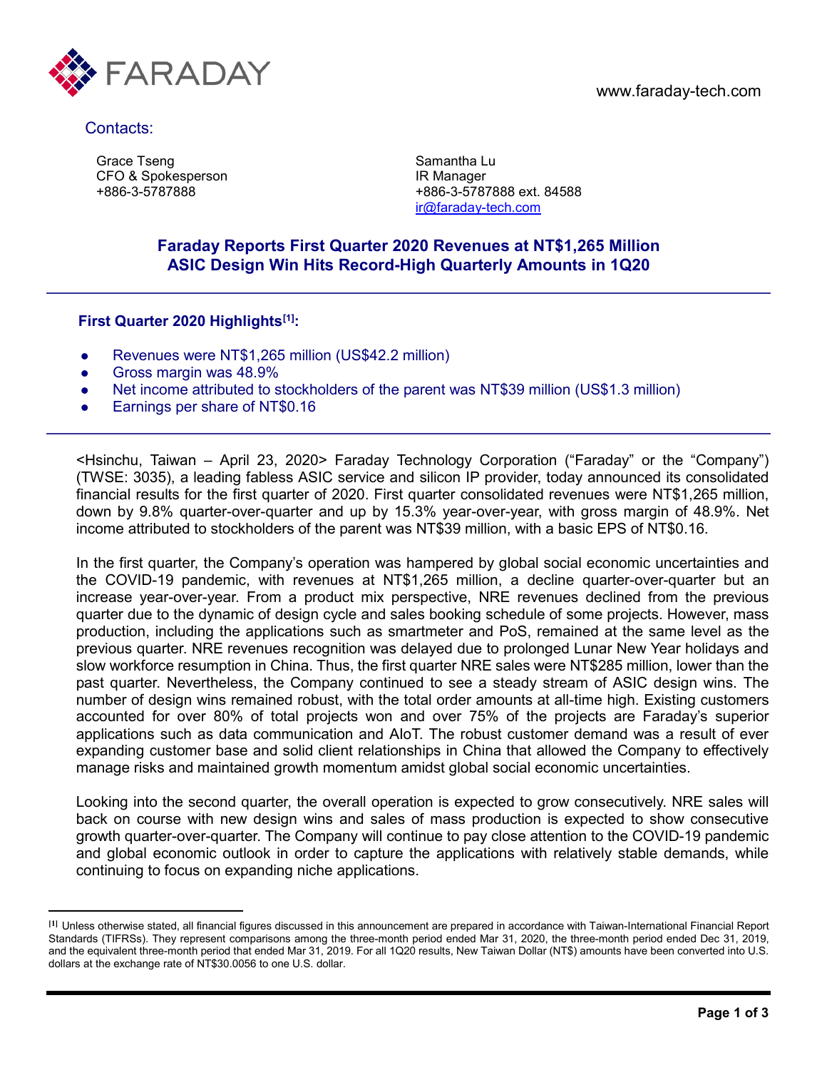FARADAY

www.faraday-tech.com

Contacts:

Grace Tseng
CFO & Spokesperson
+886-3-5787888

Samantha Lu
IR Manager
+886-3-5787888 ext. 84588
ir@faraday-tech.com

## Faraday Reports First Quarter 2020 Revenues at NT$1,265 Million
## ASIC Design Win Hits Record-High Quarterly Amounts in 1Q20

### First Quarter 2020 Highlights[1]:

- Revenues were NT$1,265 million (US$42.2 million)
- Gross margin was 48.9%
- Net income attributed to stockholders of the parent was NT$39 million (US$1.3 million)
- Earnings per share of NT$0.16

<Hsinchu, Taiwan – April 23, 2020> Faraday Technology Corporation ("Faraday" or the "Company") (TWSE: 3035), a leading fabless ASIC service and silicon IP provider, today announced its consolidated financial results for the first quarter of 2020. First quarter consolidated revenues were NT$1,265 million, down by 9.8% quarter-over-quarter and up by 15.3% year-over-year, with gross margin of 48.9%. Net income attributed to stockholders of the parent was NT$39 million, with a basic EPS of NT$0.16.

In the first quarter, the Company's operation was hampered by global social economic uncertainties and the COVID-19 pandemic, with revenues at NT$1,265 million, a decline quarter-over-quarter but an increase year-over-year. From a product mix perspective, NRE revenues declined from the previous quarter due to the dynamic of design cycle and sales booking schedule of some projects. However, mass production, including the applications such as smartmeter and PoS, remained at the same level as the previous quarter. NRE revenues recognition was delayed due to prolonged Lunar New Year holidays and slow workforce resumption in China. Thus, the first quarter NRE sales were NT$285 million, lower than the past quarter. Nevertheless, the Company continued to see a steady stream of ASIC design wins. The number of design wins remained robust, with the total order amounts at all-time high. Existing customers accounted for over 80% of total projects won and over 75% of the projects are Faraday's superior applications such as data communication and AIoT. The robust customer demand was a result of ever expanding customer base and solid client relationships in China that allowed the Company to effectively manage risks and maintained growth momentum amidst global social economic uncertainties.

Looking into the second quarter, the overall operation is expected to grow consecutively. NRE sales will back on course with new design wins and sales of mass production is expected to show consecutive growth quarter-over-quarter. The Company will continue to pay close attention to the COVID-19 pandemic and global economic outlook in order to capture the applications with relatively stable demands, while continuing to focus on expanding niche applications.

---

[1] Unless otherwise stated, all financial figures discussed in this announcement are prepared in accordance with Taiwan-International Financial Report Standards (TIFRSs). They represent comparisons among the three-month period ended Mar 31, 2020, the three-month period ended Dec 31, 2019, and the equivalent three-month period that ended Mar 31, 2019. For all 1Q20 results, New Taiwan Dollar (NT$) amounts have been converted into U.S. dollars at the exchange rate of NT$30.0056 to one U.S. dollar.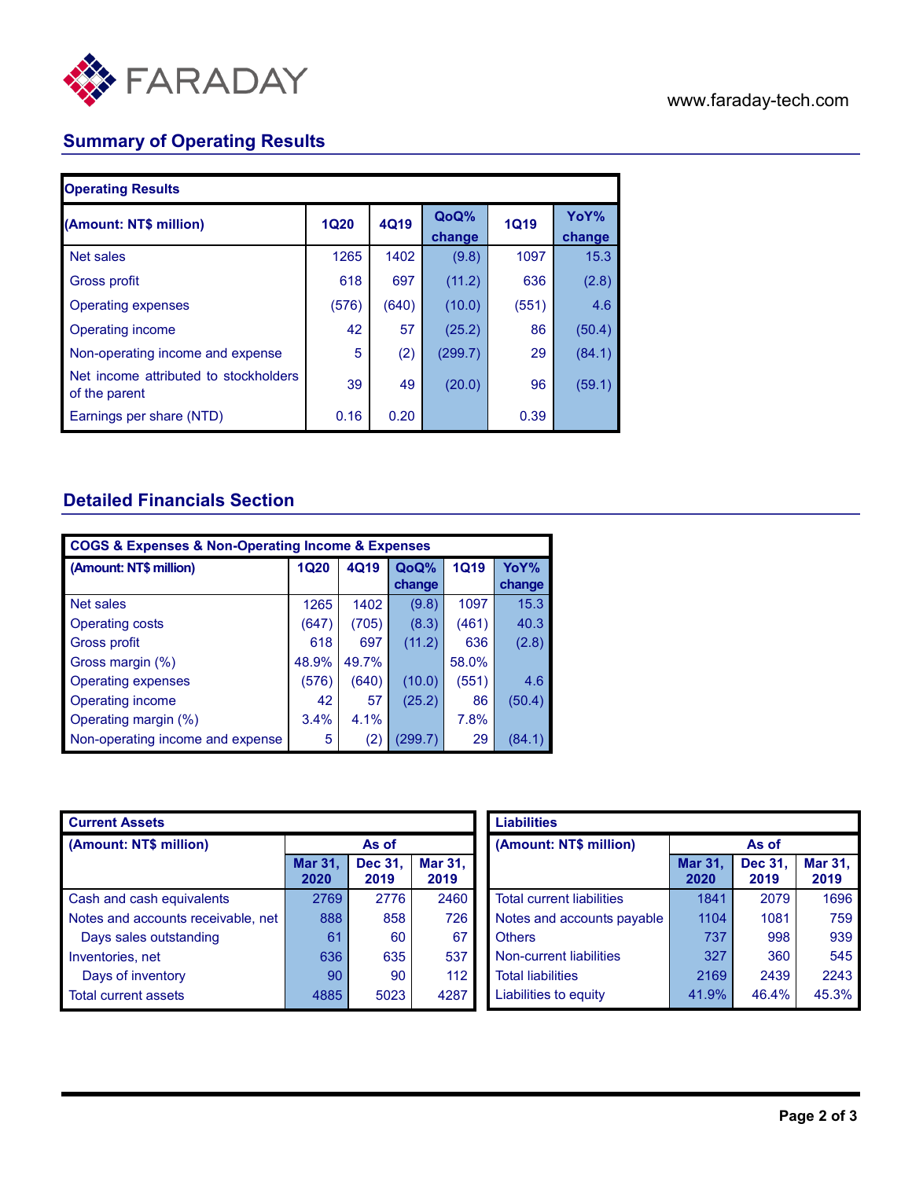FARADAY

www.faraday-tech.com

## Summary of Operating Results

| Operating Results | | | | | |
|---|---|---|---|---|---|
| **(Amount: NT$ million)** | **1Q20** | **4Q19** | **QoQ% change** | **1Q19** | **YoY% change** |
| Net sales | 1265 | 1402 | (9.8) | 1097 | 15.3 |
| Gross profit | 618 | 697 | (11.2) | 636 | (2.8) |
| Operating expenses | (576) | (640) | (10.0) | (551) | 4.6 |
| Operating income | 42 | 57 | (25.2) | 86 | (50.4) |
| Non-operating income and expense | 5 | (2) | (299.7) | 29 | (84.1) |
| Net income attributed to stockholders of the parent | 39 | 49 | (20.0) | 96 | (59.1) |
| Earnings per share (NTD) | 0.16 | 0.20 | | 0.39 | |

## Detailed Financials Section

| COGS & Expenses & Non-Operating Income & Expenses | | | | | |
|---|---|---|---|---|---|
| **(Amount: NT$ million)** | **1Q20** | **4Q19** | **QoQ% change** | **1Q19** | **YoY% change** |
| Net sales | 1265 | 1402 | (9.8) | 1097 | 15.3 |
| Operating costs | (647) | (705) | (8.3) | (461) | 40.3 |
| Gross profit | 618 | 697 | (11.2) | 636 | (2.8) |
| Gross margin (%) | 48.9% | 49.7% | | 58.0% | |
| Operating expenses | (576) | (640) | (10.0) | (551) | 4.6 |
| Operating income | 42 | 57 | (25.2) | 86 | (50.4) |
| Operating margin (%) | 3.4% | 4.1% | | 7.8% | |
| Non-operating income and expense | 5 | (2) | (299.7) | 29 | (84.1) |

| Current Assets | | | |
|---|---|---|---|
| **(Amount: NT$ million)** | **As of** | | |
| | **Mar 31, 2020** | **Dec 31, 2019** | **Mar 31, 2019** |
| Cash and cash equivalents | 2769 | 2776 | 2460 |
| Notes and accounts receivable, net | 888 | 858 | 726 |
| Days sales outstanding | 61 | 60 | 67 |
| Inventories, net | 636 | 635 | 537 |
| Days of inventory | 90 | 90 | 112 |
| Total current assets | 4885 | 5023 | 4287 |

| Liabilities | | | |
|---|---|---|---|
| **(Amount: NT$ million)** | **As of** | | |
| | **Mar 31, 2020** | **Dec 31, 2019** | **Mar 31, 2019** |
| Total current liabilities | 1841 | 2079 | 1696 |
| Notes and accounts payable | 1104 | 1081 | 759 |
| Others | 737 | 998 | 939 |
| Non-current liabilities | 327 | 360 | 545 |
| Total liabilities | 2169 | 2439 | 2243 |
| Liabilities to equity | 41.9% | 46.4% | 45.3% |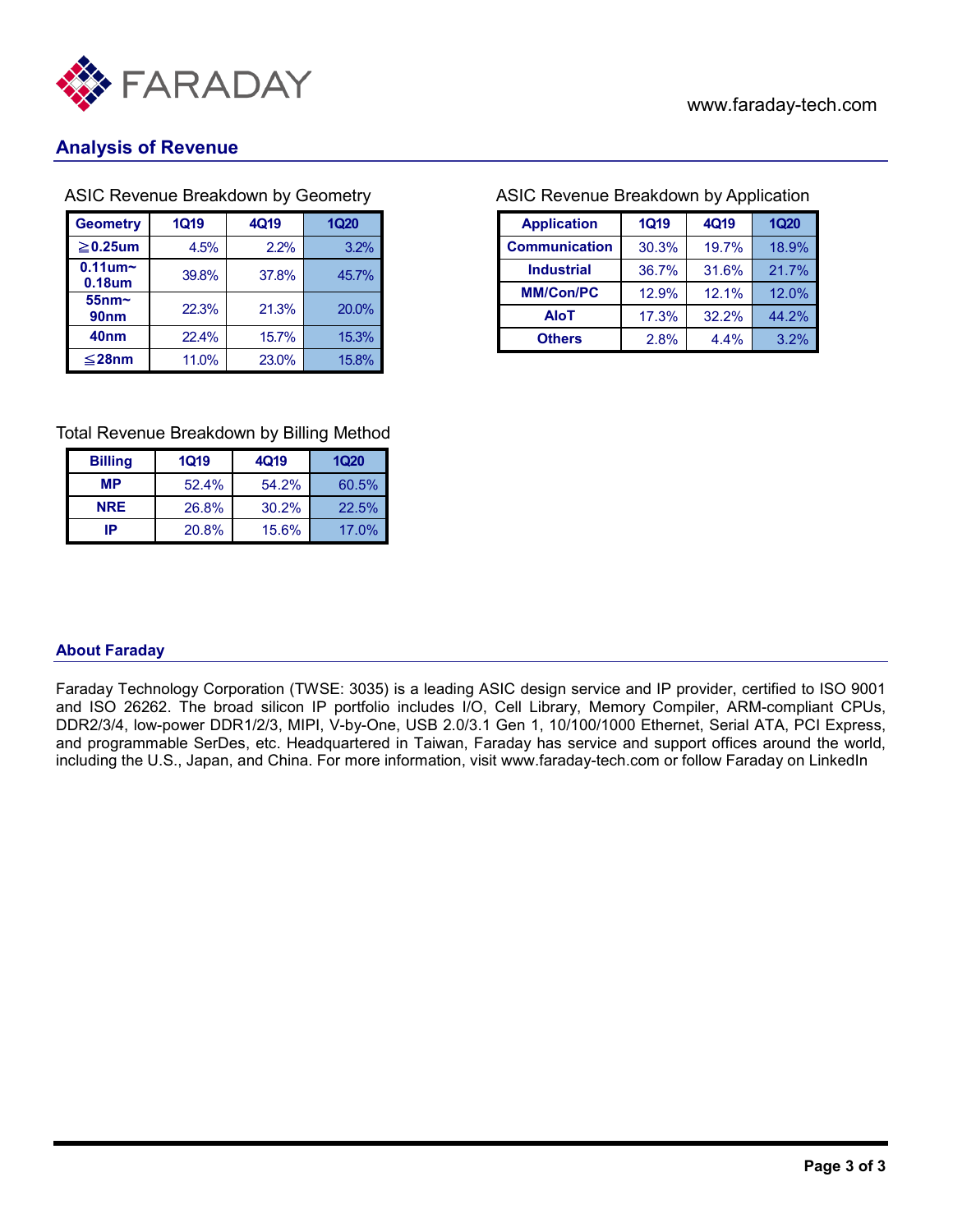## Analysis of Revenue

ASIC Revenue Breakdown by Geometry

| Geometry | 1Q19 | 4Q19 | 1Q20 |
|---|---|---|---|
| ≧0.25um | 4.5% | 2.2% | 3.2% |
| 0.11um~ 0.18um | 39.8% | 37.8% | 45.7% |
| 55nm~ 90nm | 22.3% | 21.3% | 20.0% |
| 40nm | 22.4% | 15.7% | 15.3% |
| ≦28nm | 11.0% | 23.0% | 15.8% |

ASIC Revenue Breakdown by Application

| Application | 1Q19 | 4Q19 | 1Q20 |
|---|---|---|---|
| Communication | 30.3% | 19.7% | 18.9% |
| Industrial | 36.7% | 31.6% | 21.7% |
| MM/Con/PC | 12.9% | 12.1% | 12.0% |
| AIoT | 17.3% | 32.2% | 44.2% |
| Others | 2.8% | 4.4% | 3.2% |

Total Revenue Breakdown by Billing Method

| Billing | 1Q19 | 4Q19 | 1Q20 |
|---|---|---|---|
| MP | 52.4% | 54.2% | 60.5% |
| NRE | 26.8% | 30.2% | 22.5% |
| IP | 20.8% | 15.6% | 17.0% |

### About Faraday

Faraday Technology Corporation (TWSE: 3035) is a leading ASIC design service and IP provider, certified to ISO 9001 and ISO 26262. The broad silicon IP portfolio includes I/O, Cell Library, Memory Compiler, ARM-compliant CPUs, DDR2/3/4, low-power DDR1/2/3, MIPI, V-by-One, USB 2.0/3.1 Gen 1, 10/100/1000 Ethernet, Serial ATA, PCI Express, and programmable SerDes, etc. Headquartered in Taiwan, Faraday has service and support offices around the world, including the U.S., Japan, and China. For more information, visit www.faraday-tech.com or follow Faraday on LinkedIn